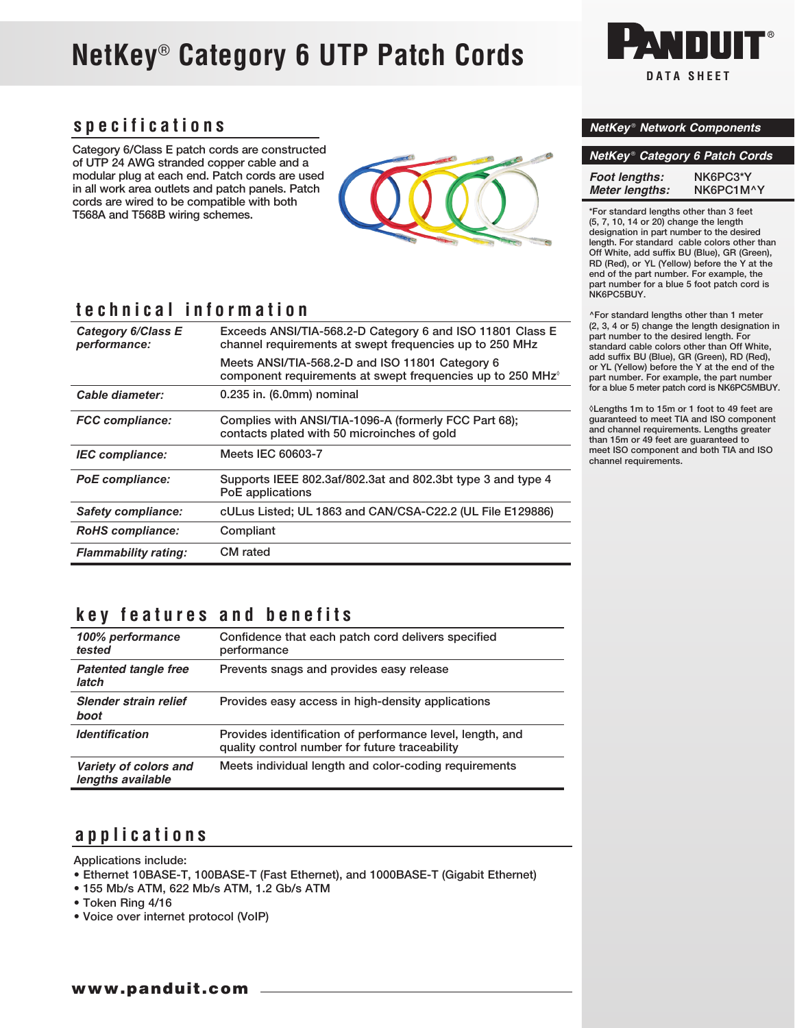# NetKey® Category 6 UTP Patch Cords

PANDUIT®

DATA SHEET

## specifications

Category 6/Class E patch cords are constructed of UTP 24 AWG stranded copper cable and a modular plug at each end. Patch cords are used in all work area outlets and patch panels. Patch cords are wired to be compatible with both T568A and T568B wiring schemes.

## technical information

| | |
|---|---|
| ***Category 6/Class E performance:*** | Exceeds ANSI/TIA-568.2-D Category 6 and ISO 11801 Class E channel requirements at swept frequencies up to 250 MHz<br>Meets ANSI/TIA-568.2-D and ISO 11801 Category 6 component requirements at swept frequencies up to 250 MHz◊ |
| ***Cable diameter:*** | 0.235 in. (6.0mm) nominal |
| ***FCC compliance:*** | Complies with ANSI/TIA-1096-A (formerly FCC Part 68); contacts plated with 50 microinches of gold |
| ***IEC compliance:*** | Meets IEC 60603-7 |
| ***PoE compliance:*** | Supports IEEE 802.3af/802.3at and 802.3bt type 3 and type 4 PoE applications |
| ***Safety compliance:*** | cULus Listed; UL 1863 and CAN/CSA-C22.2 (UL File E129886) |
| ***RoHS compliance:*** | Compliant |
| ***Flammability rating:*** | CM rated |

## key features and benefits

| | |
|---|---|
| ***100% performance tested*** | Confidence that each patch cord delivers specified performance |
| ***Patented tangle free latch*** | Prevents snags and provides easy release |
| ***Slender strain relief boot*** | Provides easy access in high-density applications |
| ***Identification*** | Provides identification of performance level, length, and quality control number for future traceability |
| ***Variety of colors and lengths available*** | Meets individual length and color-coding requirements |

## applications

Applications include:

- Ethernet 10BASE-T, 100BASE-T (Fast Ethernet), and 1000BASE-T (Gigabit Ethernet)
- 155 Mb/s ATM, 622 Mb/s ATM, 1.2 Gb/s ATM
- Token Ring 4/16
- Voice over internet protocol (VoIP)

www.panduit.com

### NetKey® Network Components

### NetKey® Category 6 Patch Cords

| | |
|---|---|
| ***Foot lengths:*** | NK6PC3*Y |
| ***Meter lengths:*** | NK6PC1M^Y |

*For standard lengths other than 3 feet (5, 7, 10, 14 or 20) change the length designation in part number to the desired length. For standard cable colors other than Off White, add suffix BU (Blue), GR (Green), RD (Red), or YL (Yellow) before the Y at the end of the part number. For example, the part number for a blue 5 foot patch cord is NK6PC5BUY.

^For standard lengths other than 1 meter (2, 3, 4 or 5) change the length designation in part number to the desired length. For standard cable colors other than Off White, add suffix BU (Blue), GR (Green), RD (Red), or YL (Yellow) before the Y at the end of the part number. For example, the part number for a blue 5 meter patch cord is NK6PC5MBUY.

◊Lengths 1m to 15m or 1 foot to 49 feet are guaranteed to meet TIA and ISO component and channel requirements. Lengths greater than 15m or 49 feet are guaranteed to meet ISO component and both TIA and ISO channel requirements.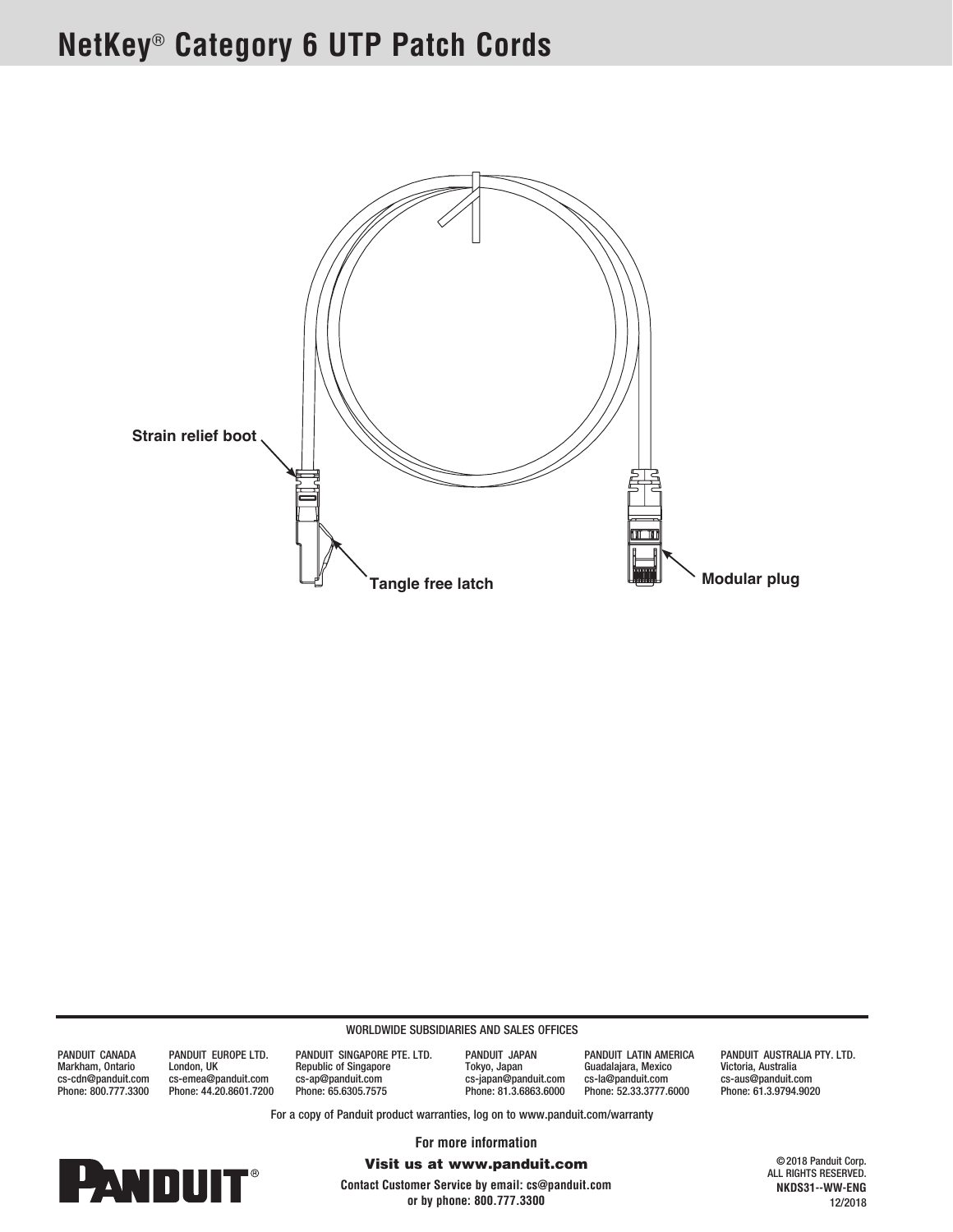# NetKey® Category 6 UTP Patch Cords

Strain relief boot

Tangle free latch

Modular plug

WORLDWIDE SUBSIDIARIES AND SALES OFFICES

PANDUIT CANADA
Markham, Ontario
cs-cdn@panduit.com
Phone: 800.777.3300

PANDUIT EUROPE LTD.
London, UK
cs-emea@panduit.com
Phone: 44.20.8601.7200

PANDUIT SINGAPORE PTE. LTD.
Republic of Singapore
cs-ap@panduit.com
Phone: 65.6305.7575

PANDUIT JAPAN
Tokyo, Japan
cs-japan@panduit.com
Phone: 81.3.6863.6000

PANDUIT LATIN AMERICA
Guadalajara, Mexico
cs-la@panduit.com
Phone: 52.33.3777.6000

PANDUIT AUSTRALIA PTY. LTD.
Victoria, Australia
cs-aus@panduit.com
Phone: 61.3.9794.9020

For a copy of Panduit product warranties, log on to www.panduit.com/warranty

PANDUIT®

**For more information**

**Visit us at www.panduit.com**

**Contact Customer Service by email: cs@panduit.com**
**or by phone: 800.777.3300**

©2018 Panduit Corp.
ALL RIGHTS RESERVED.
**NKDS31--WW-ENG**
12/2018